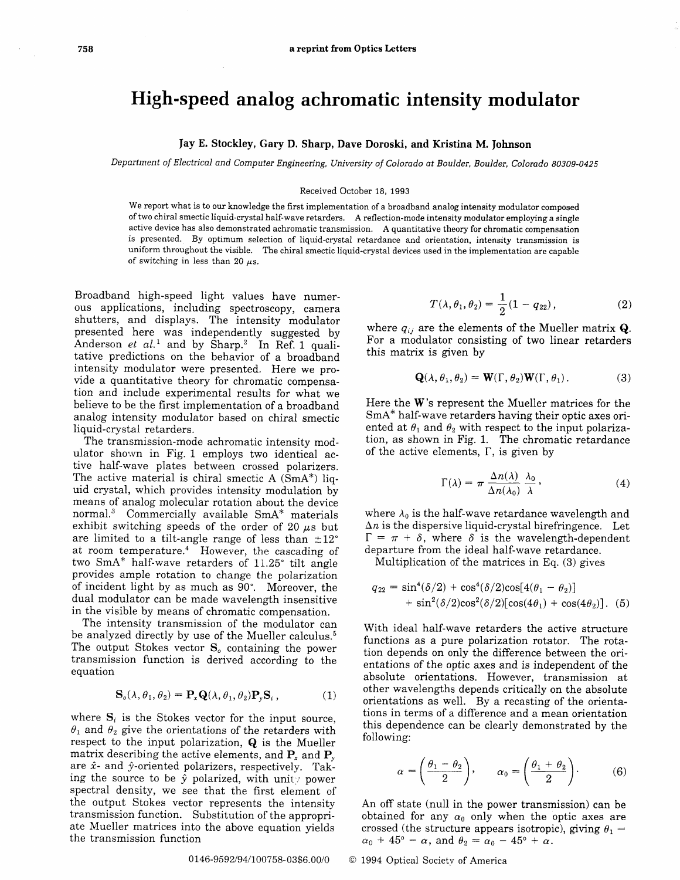# High-speed analog achromatic intensity modulator

**Jay E. Stockley, Gary D. Sharp, Dave Doroski, and Kristina M. Johnson**

*Department of Electrical and Computer Engineering, University of Colorado at Boulder, Boulder, Colorado 80309-0425*

Received October 18, 1993

We report what is to our knowledge the first implementation of a broadband analog intensity modulator composed of two chiral smectic liquid-crystal half-wave retarders. A reflection-mode intensity modulator employing a single active device has also demonstrated achromatic transmission. A quantitative theory for chromatic compensation is presented. By optimum selection of liquid-crystal retardance and orientation, intensity transmission is uniform throughout the visible. The chiral smectic liquid-crystal devices used in the implementation are capable of switching in less than 20 $\mu$s.

Broadband high-speed light values have numerous applications, including spectroscopy, camera shutters, and displays. The intensity modulator presented here was independently suggested by Anderson *et al.*[1] and by Sharp.[2] In Ref. 1 qualitative predictions on the behavior of a broadband intensity modulator were presented. Here we provide a quantitative theory for chromatic compensation and include experimental results for what we believe to be the first implementation of a broadband analog intensity modulator based on chiral smectic liquid-crystal retarders.

The transmission-mode achromatic intensity modulator shown in Fig. 1 employs two identical active half-wave plates between crossed polarizers. The active material is chiral smectic A (SmA*) liquid crystal, which provides intensity modulation by means of analog molecular rotation about the device normal.[3] Commercially available SmA* materials exhibit switching speeds of the order of 20 $\mu$s but are limited to a tilt-angle range of less than $\pm 12°$ at room temperature.[4] However, the cascading of two SmA* half-wave retarders of 11.25° tilt angle provides ample rotation to change the polarization of incident light by as much as 90°. Moreover, the dual modulator can be made wavelength insensitive in the visible by means of chromatic compensation.

The intensity transmission of the modulator can be analyzed directly by use of the Mueller calculus.[5] The output Stokes vector $\mathbf{S}_o$ containing the power transmission function is derived according to the equation

$$\mathbf{S}_o(\lambda, \theta_1, \theta_2) = \mathbf{P}_x \mathbf{Q}(\lambda, \theta_1, \theta_2) \mathbf{P}_y \mathbf{S}_i\,, \tag{1}$$

where $\mathbf{S}_i$ is the Stokes vector for the input source, $\theta_1$ and $\theta_2$ give the orientations of the retarders with respect to the input polarization, $\mathbf{Q}$ is the Mueller matrix describing the active elements, and $\mathbf{P}_x$ and $\mathbf{P}_y$ are $\hat{x}$- and $\hat{y}$-oriented polarizers, respectively. Taking the source to be $\hat{y}$ polarized, with unity power spectral density, we see that the first element of the output Stokes vector represents the intensity transmission function. Substitution of the appropriate Mueller matrices into the above equation yields the transmission function

$$T(\lambda, \theta_1, \theta_2) = \frac{1}{2}(1 - q_{22})\,, \tag{2}$$

where $q_{ij}$ are the elements of the Mueller matrix $\mathbf{Q}$. For a modulator consisting of two linear retarders this matrix is given by

$$\mathbf{Q}(\lambda, \theta_1, \theta_2) = \mathbf{W}(\Gamma, \theta_2)\mathbf{W}(\Gamma, \theta_1)\,. \tag{3}$$

Here the $\mathbf{W}$'s represent the Mueller matrices for the SmA* half-wave retarders having their optic axes oriented at $\theta_1$ and $\theta_2$ with respect to the input polarization, as shown in Fig. 1. The chromatic retardance of the active elements, $\Gamma$, is given by

$$\Gamma(\lambda) = \pi \frac{\Delta n(\lambda)}{\Delta n(\lambda_0)} \frac{\lambda_0}{\lambda}\,, \tag{4}$$

where $\lambda_0$ is the half-wave retardance wavelength and $\Delta n$ is the dispersive liquid-crystal birefringence. Let $\Gamma = \pi + \delta$, where $\delta$ is the wavelength-dependent departure from the ideal half-wave retardance.

Multiplication of the matrices in Eq. (3) gives

$$q_{22} = \sin^4(\delta/2) + \cos^4(\delta/2)\cos[4(\theta_1 - \theta_2)] + \sin^2(\delta/2)\cos^2(\delta/2)[\cos(4\theta_1) + \cos(4\theta_2)]\,. \tag{5}$$

With ideal half-wave retarders the active structure functions as a pure polarization rotator. The rotation depends on only the difference between the orientations of the optic axes and is independent of the absolute orientations. However, transmission at other wavelengths depends critically on the absolute orientations as well. By a recasting of the orientations in terms of a difference and a mean orientation this dependence can be clearly demonstrated by the following:

$$\alpha = \left(\frac{\theta_1 - \theta_2}{2}\right), \qquad \alpha_0 = \left(\frac{\theta_1 + \theta_2}{2}\right). \tag{6}$$

An off state (null in the power transmission) can be obtained for any $\alpha_0$ only when the optic axes are crossed (the structure appears isotropic), giving $\theta_1 = \alpha_0 + 45° - \alpha$, and $\theta_2 = \alpha_0 - 45° + \alpha$.

0146-9592/94/100758-03$6.00/0 © 1994 Optical Society of America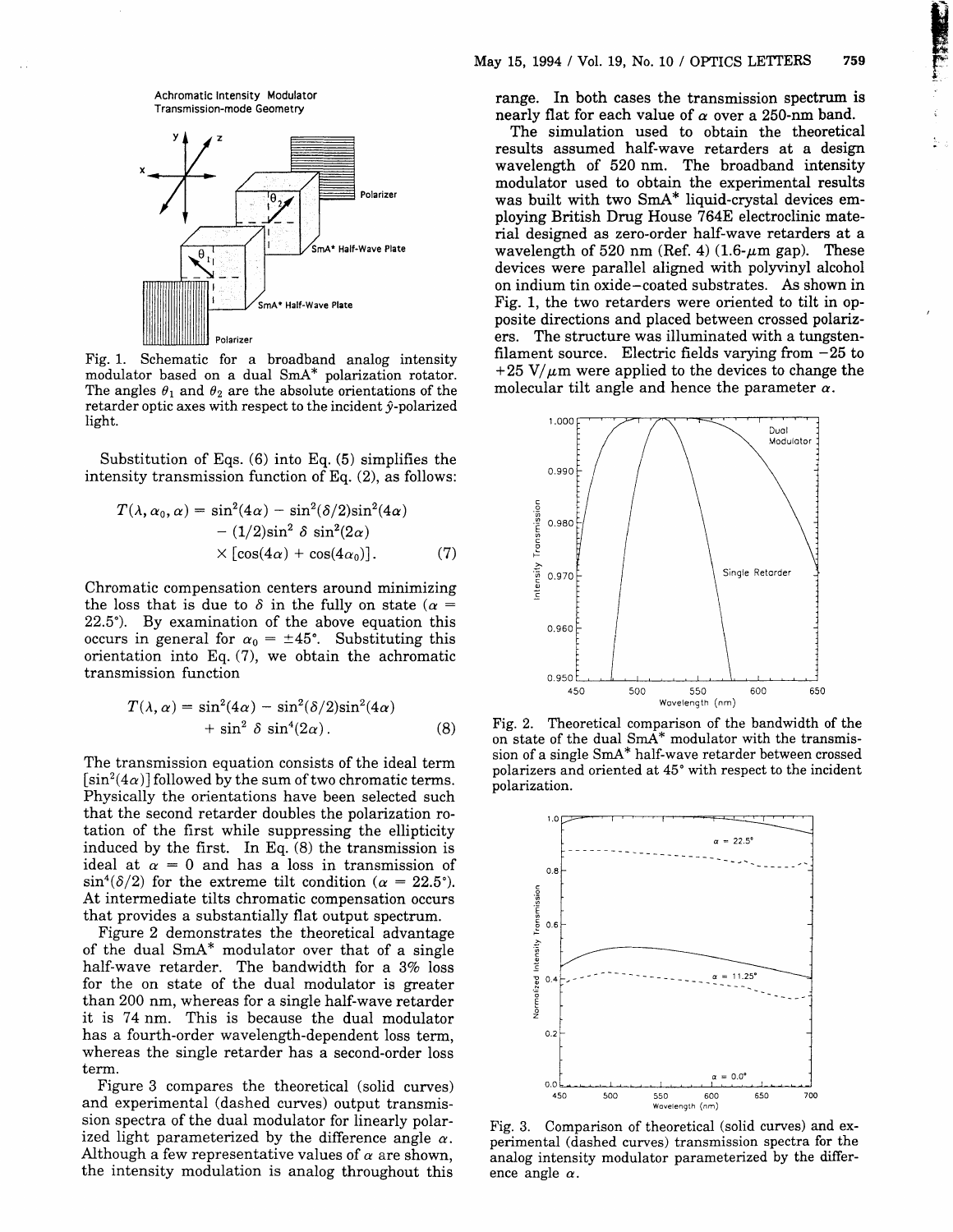Fig. 1. Schematic for a broadband analog intensity modulator based on a dual SmA* polarization rotator. The angles $\theta_1$ and $\theta_2$ are the absolute orientations of the retarder optic axes with respect to the incident $\hat{y}$-polarized light.

Substitution of Eqs. (6) into Eq. (5) simplifies the intensity transmission function of Eq. (2), as follows:

$$T(\lambda, \alpha_0, \alpha) = \sin^2(4\alpha) - \sin^2(\delta/2)\sin^2(4\alpha) - (1/2)\sin^2 \delta \sin^2(2\alpha) \times [\cos(4\alpha) + \cos(4\alpha_0)]. \quad (7)$$

Chromatic compensation centers around minimizing the loss that is due to $\delta$ in the fully on state ($\alpha = 22.5°$). By examination of the above equation this occurs in general for $\alpha_0 = \pm 45°$. Substituting this orientation into Eq. (7), we obtain the achromatic transmission function

$$T(\lambda, \alpha) = \sin^2(4\alpha) - \sin^2(\delta/2)\sin^2(4\alpha) + \sin^2 \delta \sin^4(2\alpha). \quad (8)$$

The transmission equation consists of the ideal term $[\sin^2(4\alpha)]$ followed by the sum of two chromatic terms. Physically the orientations have been selected such that the second retarder doubles the polarization rotation of the first while suppressing the ellipticity induced by the first. In Eq. (8) the transmission is ideal at $\alpha = 0$ and has a loss in transmission of $\sin^4(\delta/2)$ for the extreme tilt condition ($\alpha = 22.5°$). At intermediate tilts chromatic compensation occurs that provides a substantially flat output spectrum.

Figure 2 demonstrates the theoretical advantage of the dual SmA* modulator over that of a single half-wave retarder. The bandwidth for a 3% loss for the on state of the dual modulator is greater than 200 nm, whereas for a single half-wave retarder it is 74 nm. This is because the dual modulator has a fourth-order wavelength-dependent loss term, whereas the single retarder has a second-order loss term.

Figure 3 compares the theoretical (solid curves) and experimental (dashed curves) output transmission spectra of the dual modulator for linearly polarized light parameterized by the difference angle $\alpha$. Although a few representative values of $\alpha$ are shown, the intensity modulation is analog throughout this range. In both cases the transmission spectrum is nearly flat for each value of $\alpha$ over a 250-nm band.

The simulation used to obtain the theoretical results assumed half-wave retarders at a design wavelength of 520 nm. The broadband intensity modulator used to obtain the experimental results was built with two SmA* liquid-crystal devices employing British Drug House 764E electroclinic material designed as zero-order half-wave retarders at a wavelength of 520 nm (Ref. 4) (1.6-$\mu$m gap). These devices were parallel aligned with polyvinyl alcohol on indium tin oxide–coated substrates. As shown in Fig. 1, the two retarders were oriented to tilt in opposite directions and placed between crossed polarizers. The structure was illuminated with a tungsten-filament source. Electric fields varying from $-25$ to $+25$ V/$\mu$m were applied to the devices to change the molecular tilt angle and hence the parameter $\alpha$.

Fig. 2. Theoretical comparison of the bandwidth of the on state of the dual SmA* modulator with the transmission of a single SmA* half-wave retarder between crossed polarizers and oriented at 45° with respect to the incident polarization.

Fig. 3. Comparison of theoretical (solid curves) and experimental (dashed curves) transmission spectra for the analog intensity modulator parameterized by the difference angle $\alpha$.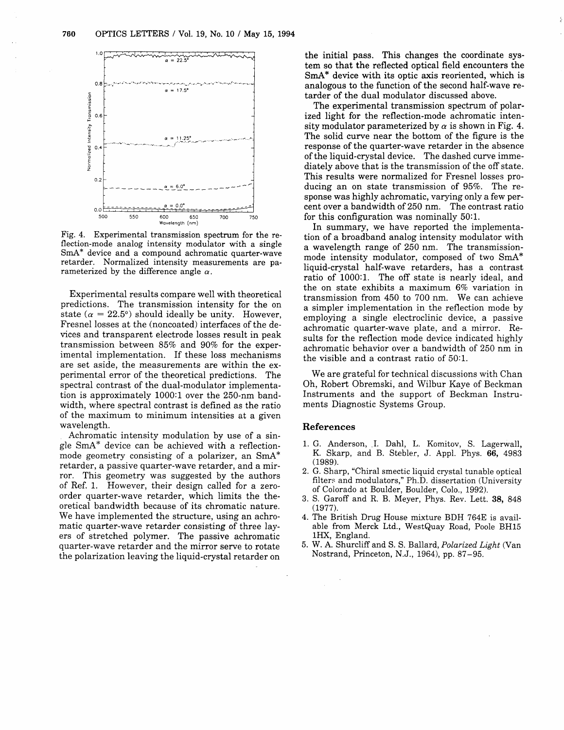1.0

α = 22.5°

0.8

α = 17.5°

0.6

α = 11.25°

0.4

0.2

α = 6.0°

α = 0.0°

0.0

500 550 600 650 700 750

Wavelength (nm)

Normalized Intensity Transmission

Fig. 4. Experimental transmission spectrum for the reflection-mode analog intensity modulator with a single SmA* device and a compound achromatic quarter-wave retarder. Normalized intensity measurements are parameterized by the difference angle $\alpha$.

Experimental results compare well with theoretical predictions. The transmission intensity for the on state ($\alpha = 22.5°$) should ideally be unity. However, Fresnel losses at the (noncoated) interfaces of the devices and transparent electrode losses result in peak transmission between 85% and 90% for the experimental implementation. If these loss mechanisms are set aside, the measurements are within the experimental error of the theoretical predictions. The spectral contrast of the dual-modulator implementation is approximately 1000:1 over the 250-nm bandwidth, where spectral contrast is defined as the ratio of the maximum to minimum intensities at a given wavelength.

Achromatic intensity modulation by use of a single SmA* device can be achieved with a reflection-mode geometry consisting of a polarizer, an SmA* retarder, a passive quarter-wave retarder, and a mirror. This geometry was suggested by the authors of Ref. 1. However, their design called for a zero-order quarter-wave retarder, which limits the theoretical bandwidth because of its chromatic nature. We have implemented the structure, using an achromatic quarter-wave retarder consisting of three layers of stretched polymer. The passive achromatic quarter-wave retarder and the mirror serve to rotate the polarization leaving the liquid-crystal retarder on the initial pass. This changes the coordinate system so that the reflected optical field encounters the SmA* device with its optic axis reoriented, which is analogous to the function of the second half-wave retarder of the dual modulator discussed above.

The experimental transmission spectrum of polarized light for the reflection-mode achromatic intensity modulator parameterized by $\alpha$ is shown in Fig. 4. The solid curve near the bottom of the figure is the response of the quarter-wave retarder in the absence of the liquid-crystal device. The dashed curve immediately above that is the transmission of the off state. This results were normalized for Fresnel losses producing an on state transmission of 95%. The response was highly achromatic, varying only a few percent over a bandwidth of 250 nm. The contrast ratio for this configuration was nominally 50:1.

In summary, we have reported the implementation of a broadband analog intensity modulator with a wavelength range of 250 nm. The transmission-mode intensity modulator, composed of two SmA* liquid-crystal half-wave retarders, has a contrast ratio of 1000:1. The off state is nearly ideal, and the on state exhibits a maximum 6% variation in transmission from 450 to 700 nm. We can achieve a simpler implementation in the reflection mode by employing a single electroclinic device, a passive achromatic quarter-wave plate, and a mirror. Results for the reflection mode device indicated highly achromatic behavior over a bandwidth of 250 nm in the visible and a contrast ratio of 50:1.

We are grateful for technical discussions with Chan Oh, Robert Obremski, and Wilbur Kaye of Beckman Instruments and the support of Beckman Instruments Diagnostic Systems Group.

## References

1. G. Anderson, I. Dahl, L. Komitov, S. Lagerwall, K. Skarp, and B. Stebler, J. Appl. Phys. **66**, 4983 (1989).
2. G. Sharp, "Chiral smectic liquid crystal tunable optical filters and modulators," Ph.D. dissertation (University of Colorado at Boulder, Boulder, Colo., 1992).
3. S. Garoff and R. B. Meyer, Phys. Rev. Lett. **38**, 848 (1977).
4. The British Drug House mixture BDH 764E is available from Merck Ltd., WestQuay Road, Poole BH15 1HX, England.
5. W. A. Shurcliff and S. S. Ballard, *Polarized Light* (Van Nostrand, Princeton, N.J., 1964), pp. 87–95.